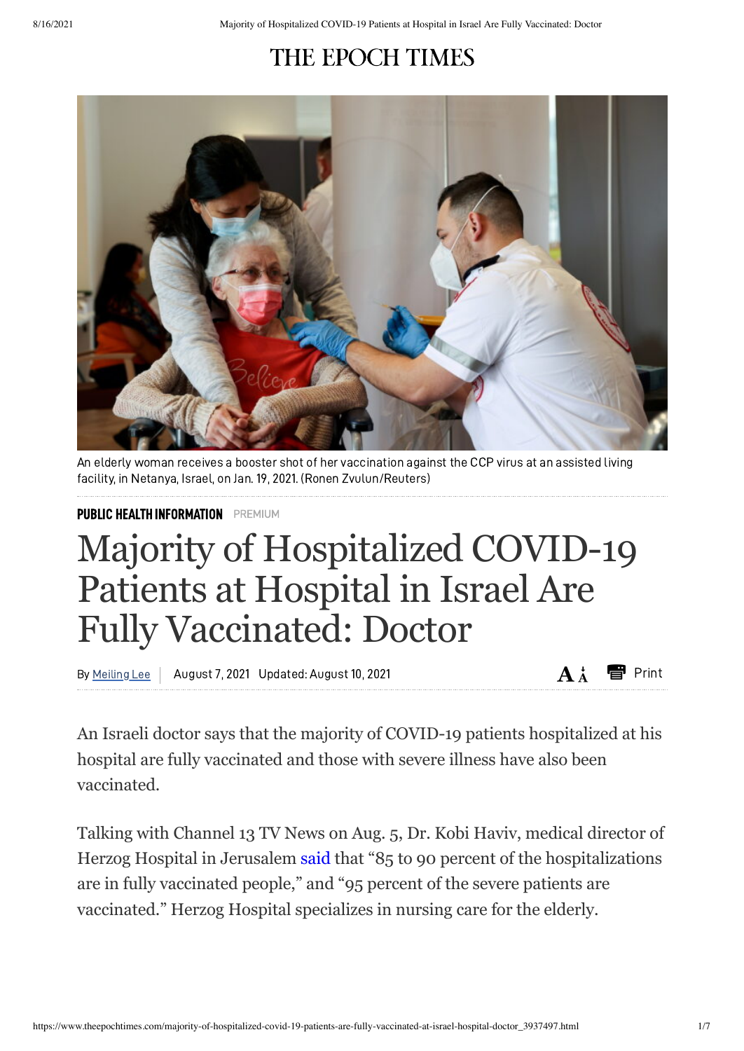THE EPOCH TIMES

An elderly woman receives a booster shot of her vaccination against the CCP virus at an assisted living facility, in Netanya, Israel, on Jan. 19, 2021. (Ronen Zvulun/Reuters)

**PUBLIC HEALTH INFORMATION** PREMIUM

# Majority of Hospitalized COVID-19 Patients at Hospital in Israel Are Fully Vaccinated: Doctor

By Meiling Lee | August 7, 2021 Updated: August 10, 2021

An Israeli doctor says that the majority of COVID-19 patients hospitalized at his hospital are fully vaccinated and those with severe illness have also been vaccinated.

Talking with Channel 13 TV News on Aug. 5, Dr. Kobi Haviv, medical director of Herzog Hospital in Jerusalem said that "85 to 90 percent of the hospitalizations are in fully vaccinated people," and "95 percent of the severe patients are vaccinated." Herzog Hospital specializes in nursing care for the elderly.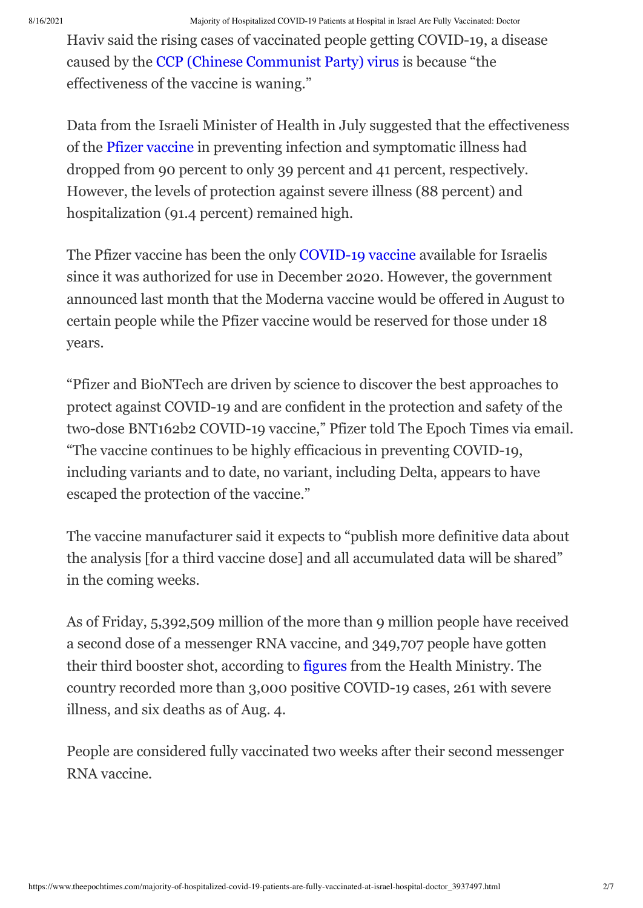Haviv said the rising cases of vaccinated people getting COVID-19, a disease caused by the CCP (Chinese Communist Party) virus is because "the effectiveness of the vaccine is waning."

Data from the Israeli Minister of Health in July suggested that the effectiveness of the Pfizer vaccine in preventing infection and symptomatic illness had dropped from 90 percent to only 39 percent and 41 percent, respectively. However, the levels of protection against severe illness (88 percent) and hospitalization (91.4 percent) remained high.

The Pfizer vaccine has been the only COVID-19 vaccine available for Israelis since it was authorized for use in December 2020. However, the government announced last month that the Moderna vaccine would be offered in August to certain people while the Pfizer vaccine would be reserved for those under 18 years.

"Pfizer and BioNTech are driven by science to discover the best approaches to protect against COVID-19 and are confident in the protection and safety of the two-dose BNT162b2 COVID-19 vaccine," Pfizer told The Epoch Times via email. "The vaccine continues to be highly efficacious in preventing COVID-19, including variants and to date, no variant, including Delta, appears to have escaped the protection of the vaccine."

The vaccine manufacturer said it expects to "publish more definitive data about the analysis [for a third vaccine dose] and all accumulated data will be shared" in the coming weeks.

As of Friday, 5,392,509 million of the more than 9 million people have received a second dose of a messenger RNA vaccine, and 349,707 people have gotten their third booster shot, according to figures from the Health Ministry. The country recorded more than 3,000 positive COVID-19 cases, 261 with severe illness, and six deaths as of Aug. 4.

People are considered fully vaccinated two weeks after their second messenger RNA vaccine.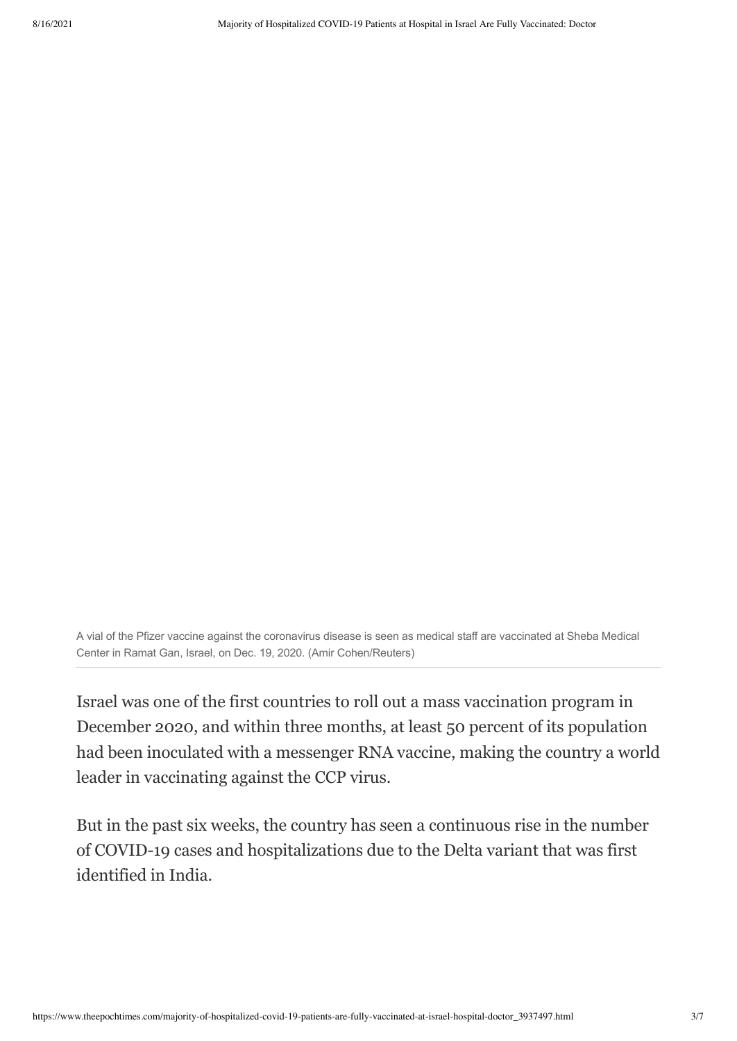A vial of the Pfizer vaccine against the coronavirus disease is seen as medical staff are vaccinated at Sheba Medical Center in Ramat Gan, Israel, on Dec. 19, 2020. (Amir Cohen/Reuters)

Israel was one of the first countries to roll out a mass vaccination program in December 2020, and within three months, at least 50 percent of its population had been inoculated with a messenger RNA vaccine, making the country a world leader in vaccinating against the CCP virus.

But in the past six weeks, the country has seen a continuous rise in the number of COVID-19 cases and hospitalizations due to the Delta variant that was first identified in India.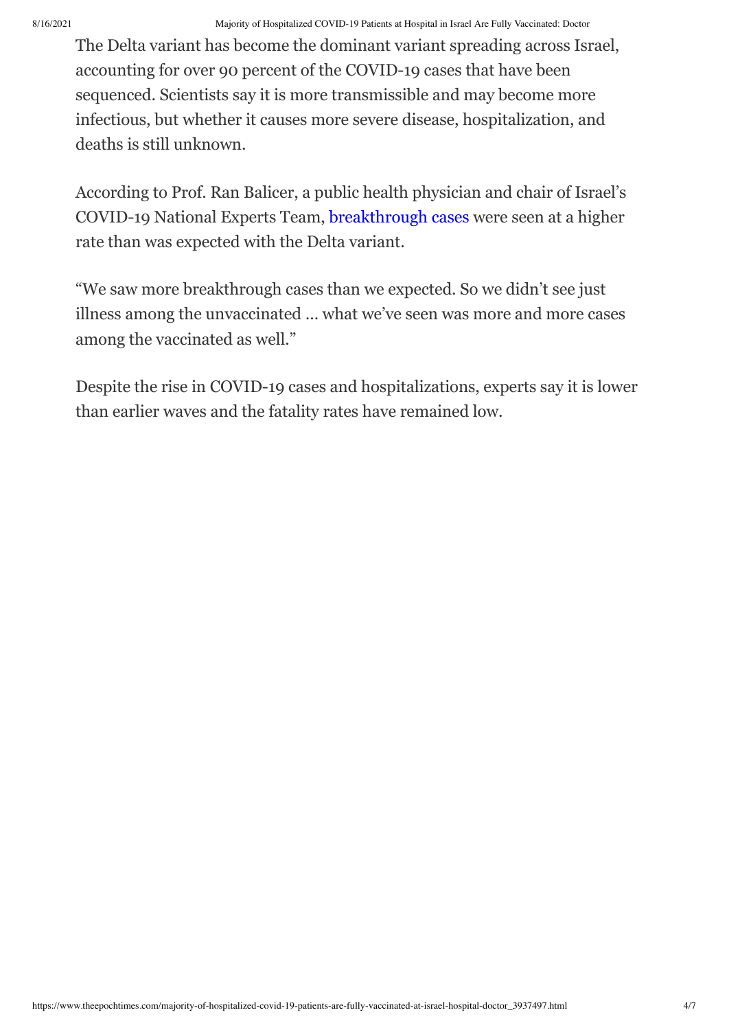The Delta variant has become the dominant variant spreading across Israel, accounting for over 90 percent of the COVID-19 cases that have been sequenced. Scientists say it is more transmissible and may become more infectious, but whether it causes more severe disease, hospitalization, and deaths is still unknown.

According to Prof. Ran Balicer, a public health physician and chair of Israel's COVID-19 National Experts Team, breakthrough cases were seen at a higher rate than was expected with the Delta variant.

"We saw more breakthrough cases than we expected. So we didn't see just illness among the unvaccinated … what we've seen was more and more cases among the vaccinated as well."

Despite the rise in COVID-19 cases and hospitalizations, experts say it is lower than earlier waves and the fatality rates have remained low.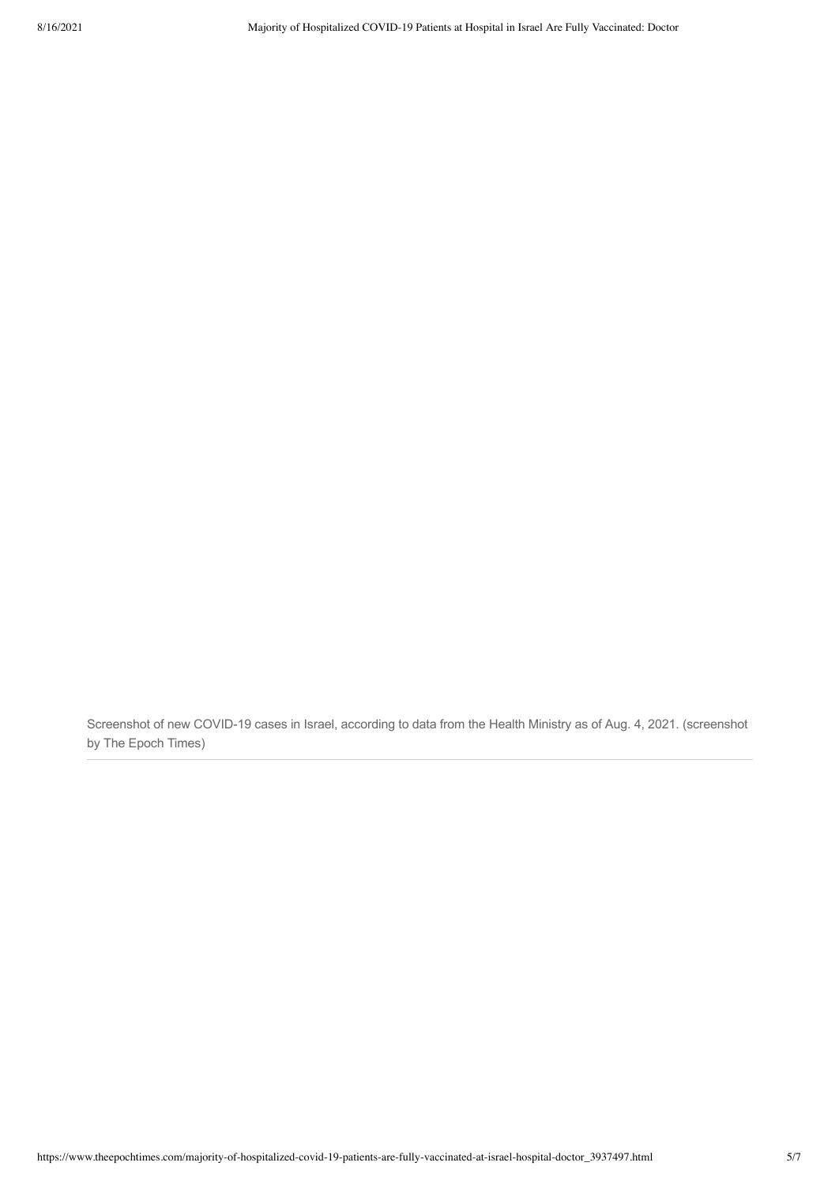Screenshot of new COVID-19 cases in Israel, according to data from the Health Ministry as of Aug. 4, 2021. (screenshot by The Epoch Times)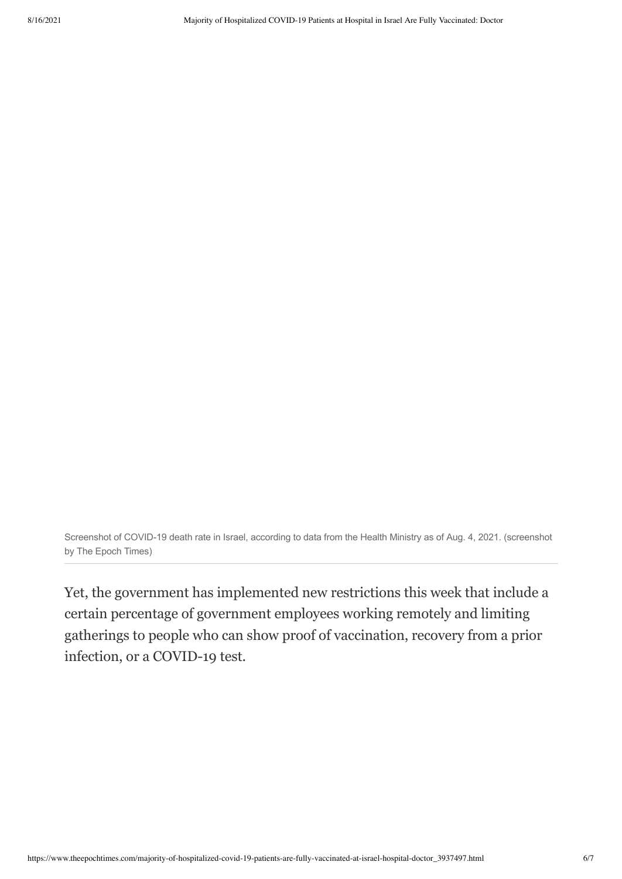Screenshot of COVID-19 death rate in Israel, according to data from the Health Ministry as of Aug. 4, 2021. (screenshot by The Epoch Times)

Yet, the government has implemented new restrictions this week that include a certain percentage of government employees working remotely and limiting gatherings to people who can show proof of vaccination, recovery from a prior infection, or a COVID-19 test.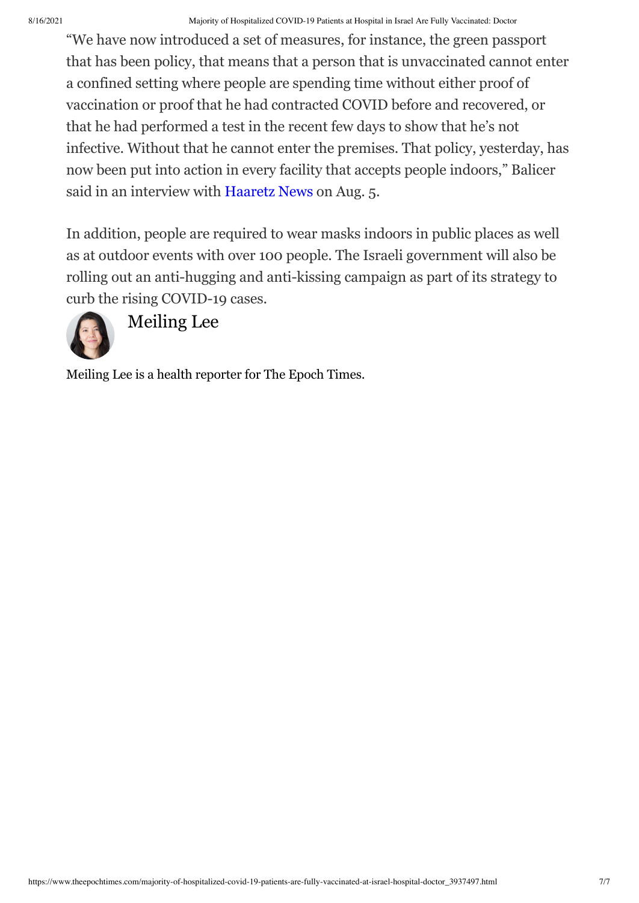"We have now introduced a set of measures, for instance, the green passport that has been policy, that means that a person that is unvaccinated cannot enter a confined setting where people are spending time without either proof of vaccination or proof that he had contracted COVID before and recovered, or that he had performed a test in the recent few days to show that he's not infective. Without that he cannot enter the premises. That policy, yesterday, has now been put into action in every facility that accepts people indoors," Balicer said in an interview with Haaretz News on Aug. 5.

In addition, people are required to wear masks indoors in public places as well as at outdoor events with over 100 people. The Israeli government will also be rolling out an anti-hugging and anti-kissing campaign as part of its strategy to curb the rising COVID-19 cases.

Meiling Lee

Meiling Lee is a health reporter for The Epoch Times.